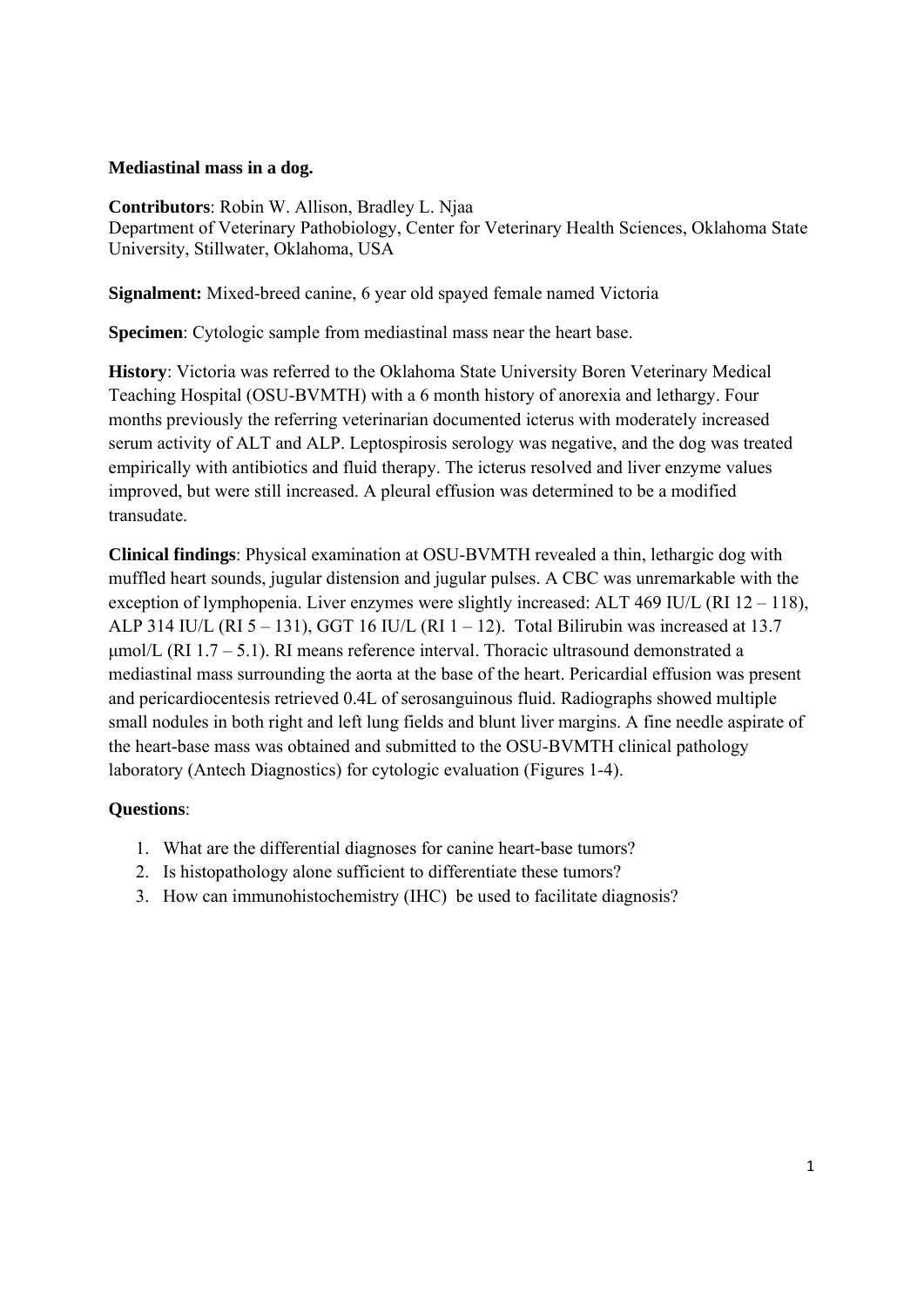**Mediastinal mass in a dog.**

**Contributors**: Robin W. Allison, Bradley L. Njaa
Department of Veterinary Pathobiology, Center for Veterinary Health Sciences, Oklahoma State University, Stillwater, Oklahoma, USA

**Signalment:** Mixed-breed canine, 6 year old spayed female named Victoria

**Specimen**: Cytologic sample from mediastinal mass near the heart base.

**History**: Victoria was referred to the Oklahoma State University Boren Veterinary Medical Teaching Hospital (OSU-BVMTH) with a 6 month history of anorexia and lethargy. Four months previously the referring veterinarian documented icterus with moderately increased serum activity of ALT and ALP. Leptospirosis serology was negative, and the dog was treated empirically with antibiotics and fluid therapy. The icterus resolved and liver enzyme values improved, but were still increased. A pleural effusion was determined to be a modified transudate.

**Clinical findings**: Physical examination at OSU-BVMTH revealed a thin, lethargic dog with muffled heart sounds, jugular distension and jugular pulses. A CBC was unremarkable with the exception of lymphopenia. Liver enzymes were slightly increased: ALT 469 IU/L (RI 12 – 118), ALP 314 IU/L (RI 5 – 131), GGT 16 IU/L (RI 1 – 12). Total Bilirubin was increased at 13.7 µmol/L (RI 1.7 – 5.1). RI means reference interval. Thoracic ultrasound demonstrated a mediastinal mass surrounding the aorta at the base of the heart. Pericardial effusion was present and pericardiocentesis retrieved 0.4L of serosanguinous fluid. Radiographs showed multiple small nodules in both right and left lung fields and blunt liver margins. A fine needle aspirate of the heart-base mass was obtained and submitted to the OSU-BVMTH clinical pathology laboratory (Antech Diagnostics) for cytologic evaluation (Figures 1-4).

**Questions**:

1. What are the differential diagnoses for canine heart-base tumors?
2. Is histopathology alone sufficient to differentiate these tumors?
3. How can immunohistochemistry (IHC) be used to facilitate diagnosis?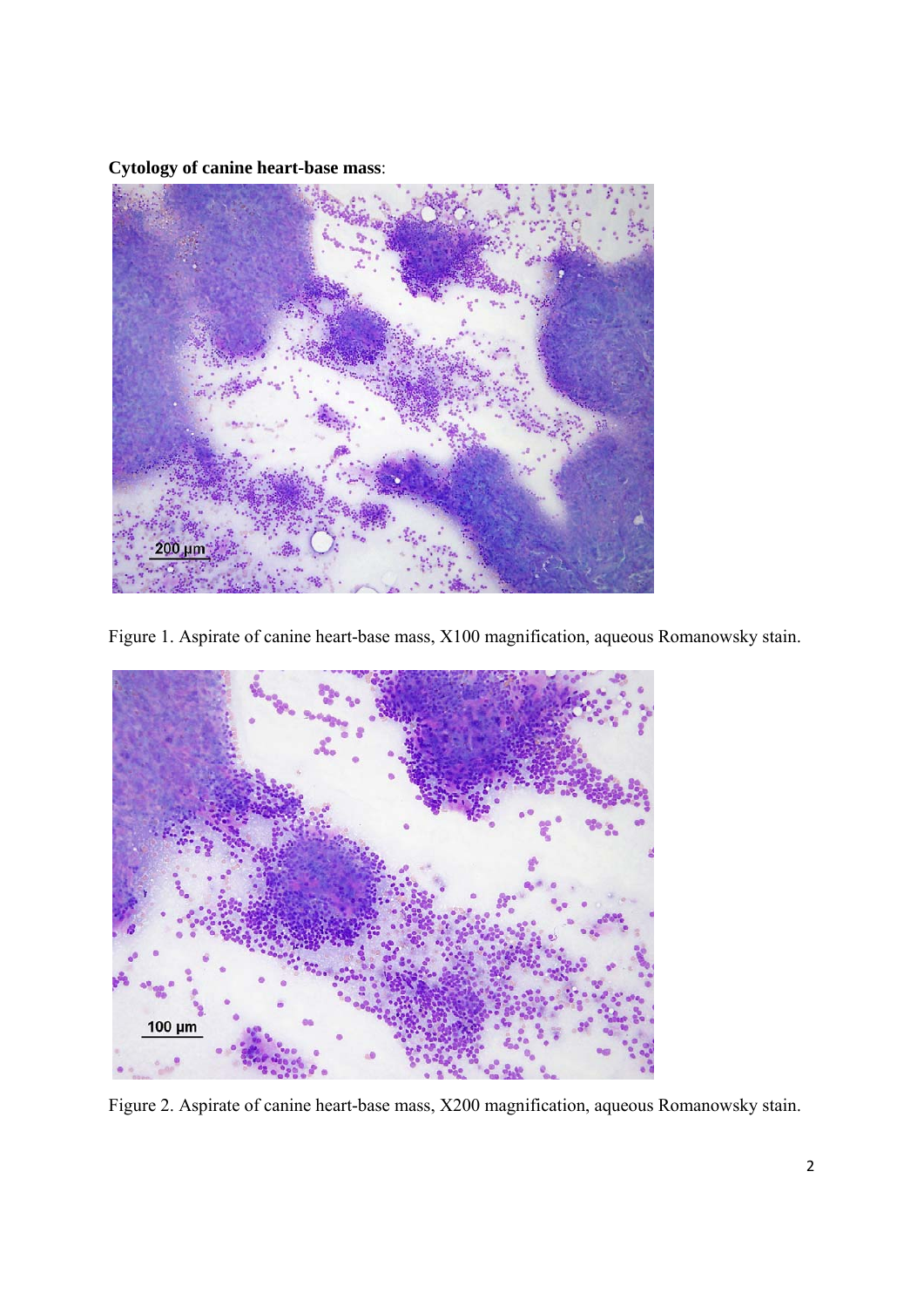**Cytology of canine heart-base mass**:

Figure 1. Aspirate of canine heart-base mass, X100 magnification, aqueous Romanowsky stain.

Figure 2. Aspirate of canine heart-base mass, X200 magnification, aqueous Romanowsky stain.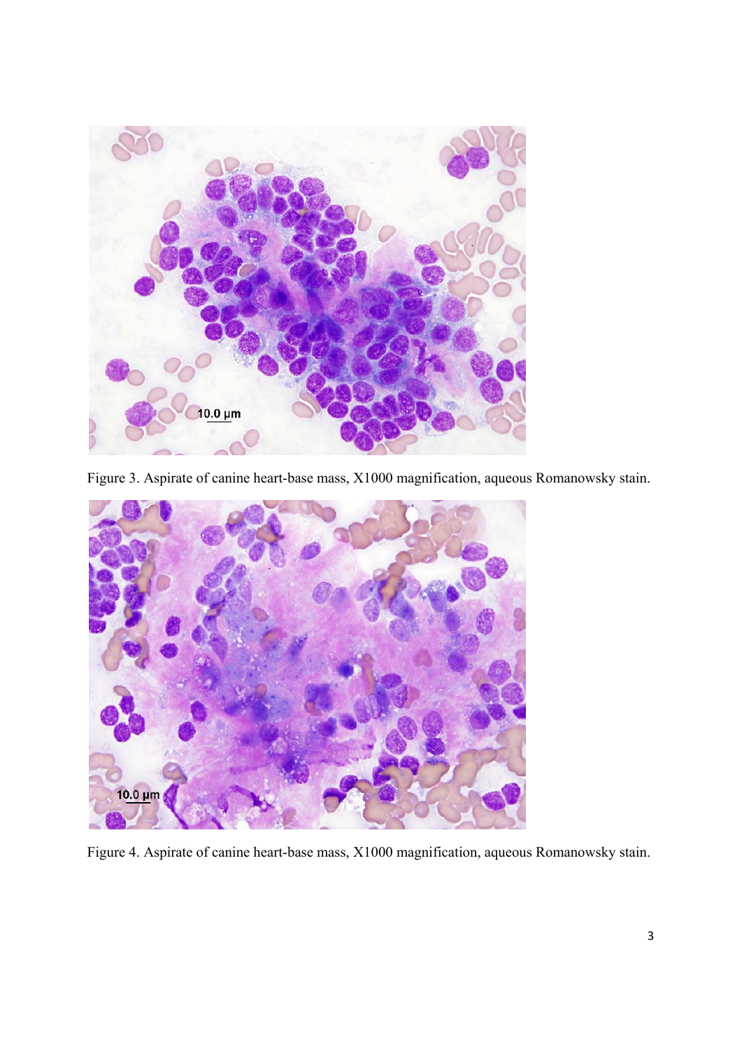Figure 3. Aspirate of canine heart-base mass, X1000 magnification, aqueous Romanowsky stain.

Figure 4. Aspirate of canine heart-base mass, X1000 magnification, aqueous Romanowsky stain.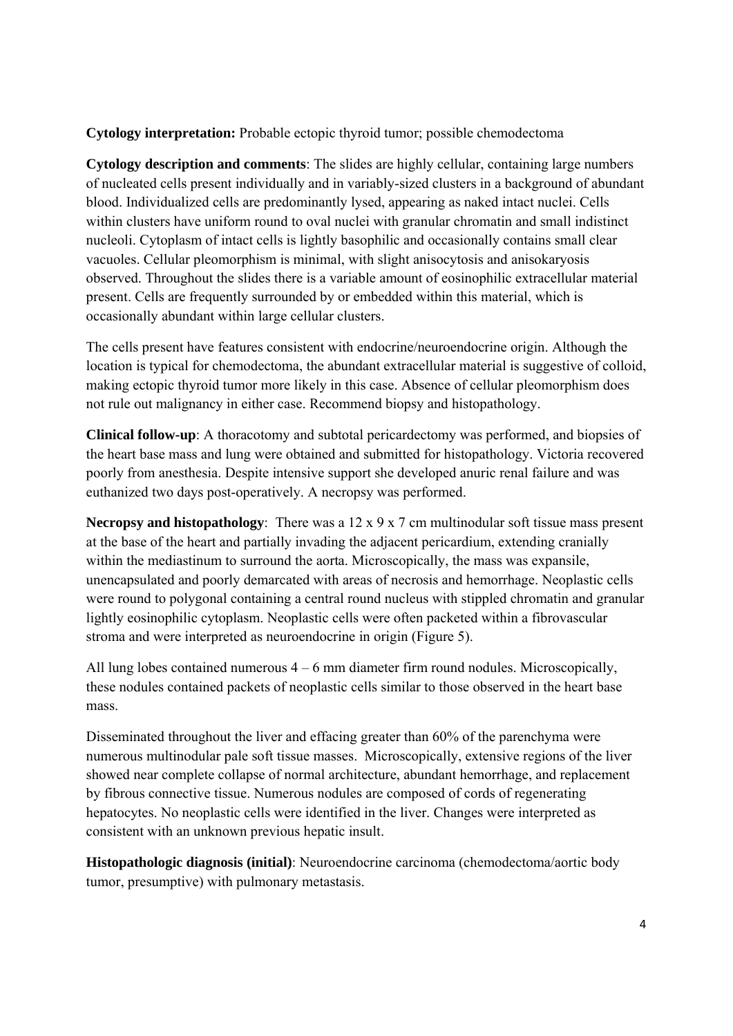**Cytology interpretation:** Probable ectopic thyroid tumor; possible chemodectoma

**Cytology description and comments**: The slides are highly cellular, containing large numbers of nucleated cells present individually and in variably-sized clusters in a background of abundant blood. Individualized cells are predominantly lysed, appearing as naked intact nuclei. Cells within clusters have uniform round to oval nuclei with granular chromatin and small indistinct nucleoli. Cytoplasm of intact cells is lightly basophilic and occasionally contains small clear vacuoles. Cellular pleomorphism is minimal, with slight anisocytosis and anisokaryosis observed. Throughout the slides there is a variable amount of eosinophilic extracellular material present. Cells are frequently surrounded by or embedded within this material, which is occasionally abundant within large cellular clusters.

The cells present have features consistent with endocrine/neuroendocrine origin. Although the location is typical for chemodectoma, the abundant extracellular material is suggestive of colloid, making ectopic thyroid tumor more likely in this case. Absence of cellular pleomorphism does not rule out malignancy in either case. Recommend biopsy and histopathology.

**Clinical follow-up**: A thoracotomy and subtotal pericardectomy was performed, and biopsies of the heart base mass and lung were obtained and submitted for histopathology. Victoria recovered poorly from anesthesia. Despite intensive support she developed anuric renal failure and was euthanized two days post-operatively. A necropsy was performed.

**Necropsy and histopathology**: There was a 12 x 9 x 7 cm multinodular soft tissue mass present at the base of the heart and partially invading the adjacent pericardium, extending cranially within the mediastinum to surround the aorta. Microscopically, the mass was expansile, unencapsulated and poorly demarcated with areas of necrosis and hemorrhage. Neoplastic cells were round to polygonal containing a central round nucleus with stippled chromatin and granular lightly eosinophilic cytoplasm. Neoplastic cells were often packeted within a fibrovascular stroma and were interpreted as neuroendocrine in origin (Figure 5).

All lung lobes contained numerous 4 – 6 mm diameter firm round nodules. Microscopically, these nodules contained packets of neoplastic cells similar to those observed in the heart base mass.

Disseminated throughout the liver and effacing greater than 60% of the parenchyma were numerous multinodular pale soft tissue masses. Microscopically, extensive regions of the liver showed near complete collapse of normal architecture, abundant hemorrhage, and replacement by fibrous connective tissue. Numerous nodules are composed of cords of regenerating hepatocytes. No neoplastic cells were identified in the liver. Changes were interpreted as consistent with an unknown previous hepatic insult.

**Histopathologic diagnosis (initial)**: Neuroendocrine carcinoma (chemodectoma/aortic body tumor, presumptive) with pulmonary metastasis.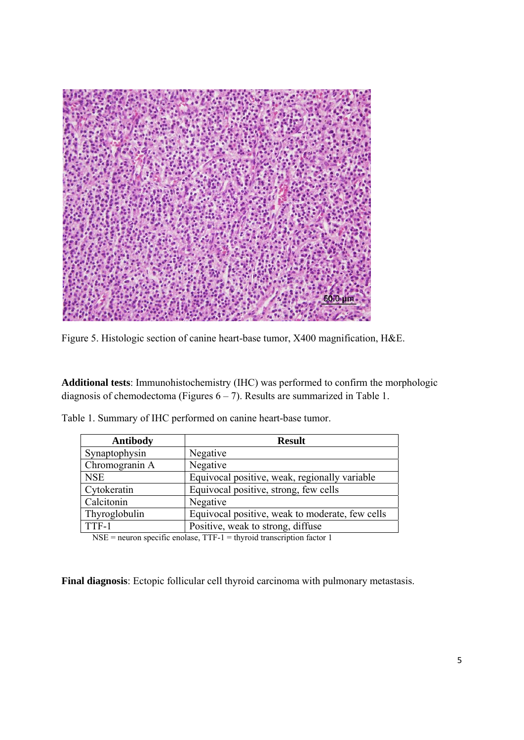Figure 5. Histologic section of canine heart-base tumor, X400 magnification, H&E.

**Additional tests**: Immunohistochemistry (IHC) was performed to confirm the morphologic diagnosis of chemodectoma (Figures 6 – 7). Results are summarized in Table 1.

Table 1. Summary of IHC performed on canine heart-base tumor.

| Antibody | Result |
|---|---|
| Synaptophysin | Negative |
| Chromogranin A | Negative |
| NSE | Equivocal positive, weak, regionally variable |
| Cytokeratin | Equivocal positive, strong, few cells |
| Calcitonin | Negative |
| Thyroglobulin | Equivocal positive, weak to moderate, few cells |
| TTF-1 | Positive, weak to strong, diffuse |

NSE = neuron specific enolase, TTF-1 = thyroid transcription factor 1

**Final diagnosis**: Ectopic follicular cell thyroid carcinoma with pulmonary metastasis.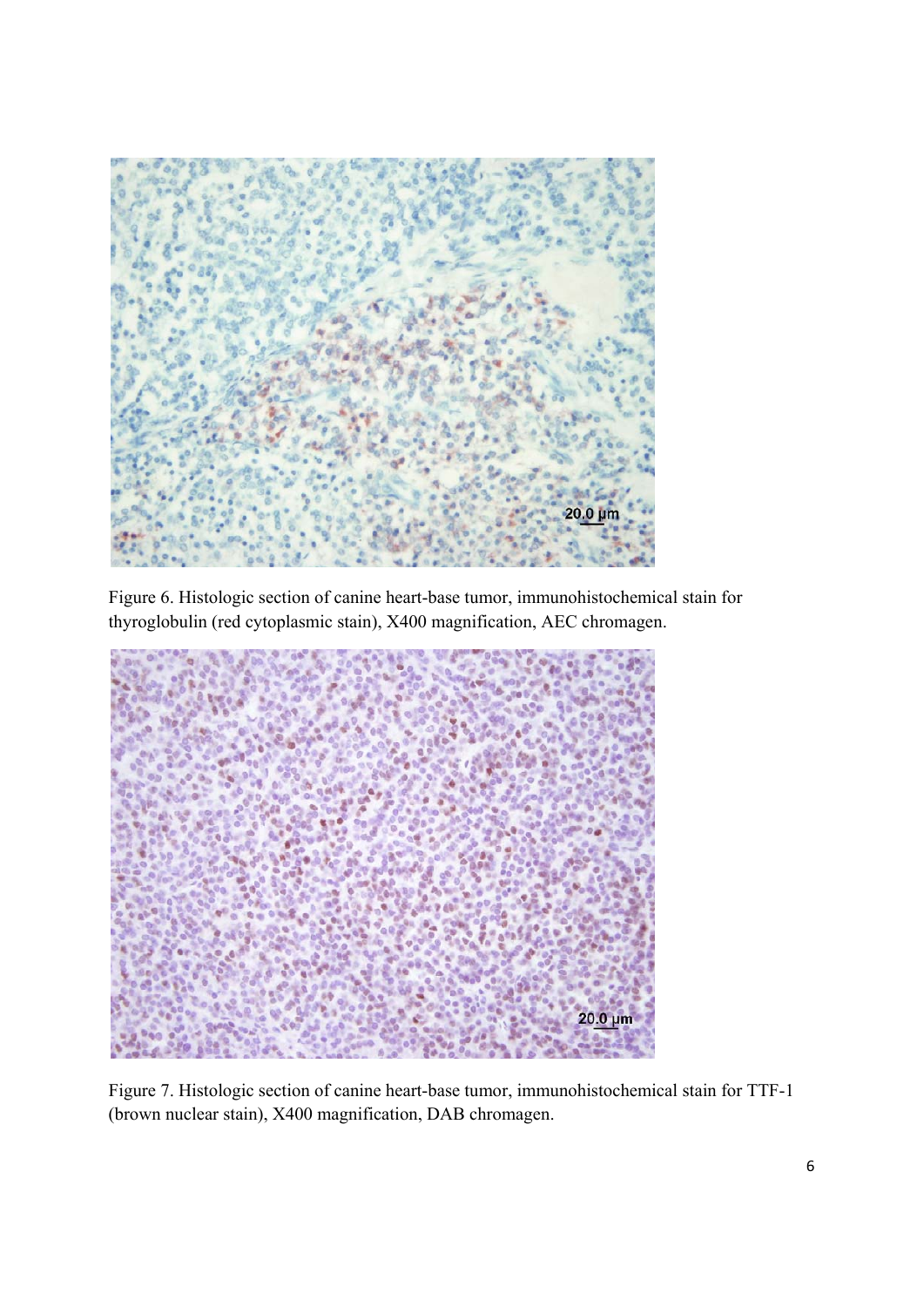Figure 6. Histologic section of canine heart-base tumor, immunohistochemical stain for thyroglobulin (red cytoplasmic stain), X400 magnification, AEC chromagen.

Figure 7. Histologic section of canine heart-base tumor, immunohistochemical stain for TTF-1 (brown nuclear stain), X400 magnification, DAB chromagen.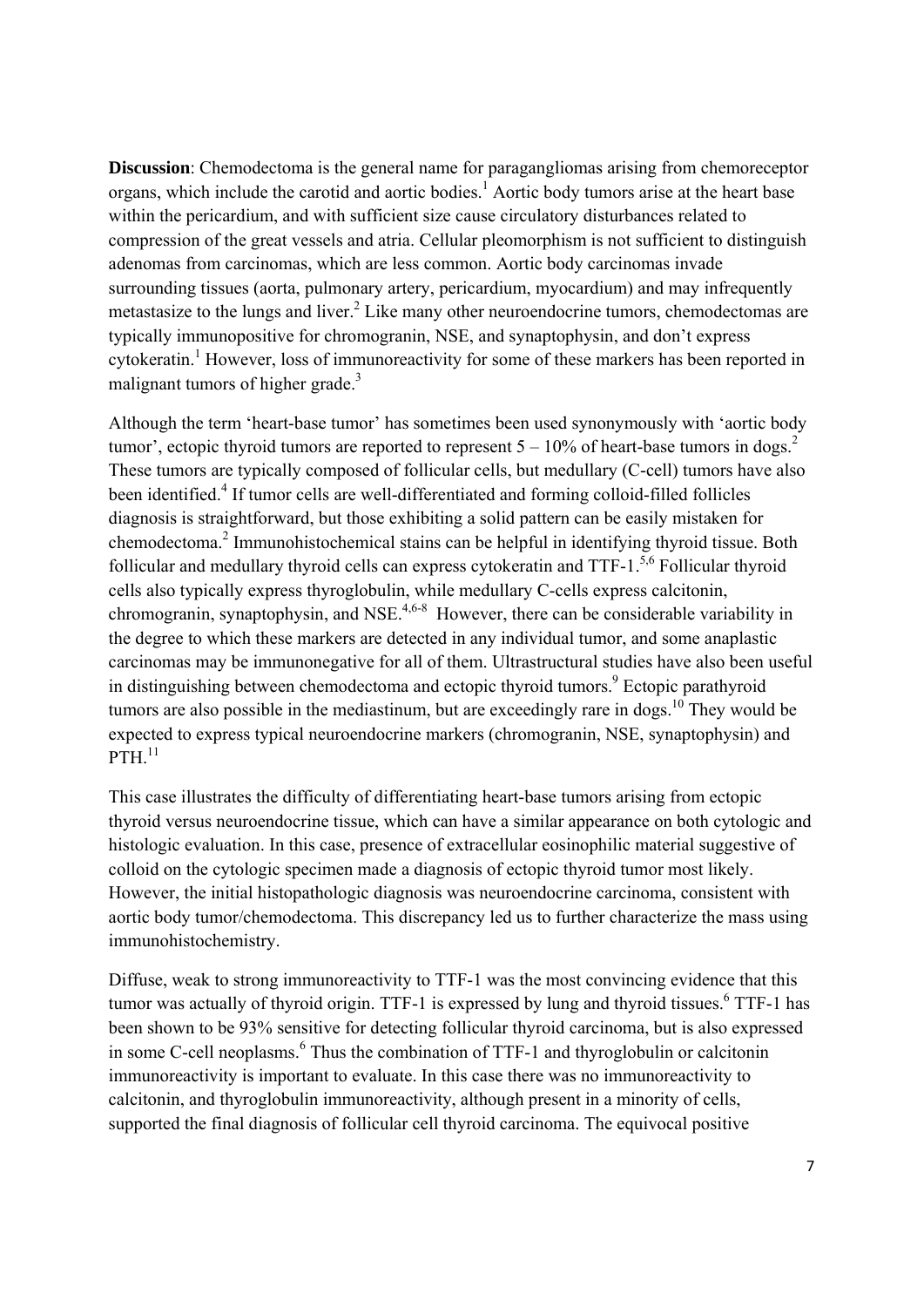**Discussion**: Chemodectoma is the general name for paragangliomas arising from chemoreceptor organs, which include the carotid and aortic bodies.[1] Aortic body tumors arise at the heart base within the pericardium, and with sufficient size cause circulatory disturbances related to compression of the great vessels and atria. Cellular pleomorphism is not sufficient to distinguish adenomas from carcinomas, which are less common. Aortic body carcinomas invade surrounding tissues (aorta, pulmonary artery, pericardium, myocardium) and may infrequently metastasize to the lungs and liver.[2] Like many other neuroendocrine tumors, chemodectomas are typically immunopositive for chromogranin, NSE, and synaptophysin, and don't express cytokeratin.[1] However, loss of immunoreactivity for some of these markers has been reported in malignant tumors of higher grade.[3]

Although the term 'heart-base tumor' has sometimes been used synonymously with 'aortic body tumor', ectopic thyroid tumors are reported to represent 5 – 10% of heart-base tumors in dogs.[2] These tumors are typically composed of follicular cells, but medullary (C-cell) tumors have also been identified.[4] If tumor cells are well-differentiated and forming colloid-filled follicles diagnosis is straightforward, but those exhibiting a solid pattern can be easily mistaken for chemodectoma.[2] Immunohistochemical stains can be helpful in identifying thyroid tissue. Both follicular and medullary thyroid cells can express cytokeratin and TTF-1.[5,6] Follicular thyroid cells also typically express thyroglobulin, while medullary C-cells express calcitonin, chromogranin, synaptophysin, and NSE.[4,6-8] However, there can be considerable variability in the degree to which these markers are detected in any individual tumor, and some anaplastic carcinomas may be immunonegative for all of them. Ultrastructural studies have also been useful in distinguishing between chemodectoma and ectopic thyroid tumors.[9] Ectopic parathyroid tumors are also possible in the mediastinum, but are exceedingly rare in dogs.[10] They would be expected to express typical neuroendocrine markers (chromogranin, NSE, synaptophysin) and PTH.[11]

This case illustrates the difficulty of differentiating heart-base tumors arising from ectopic thyroid versus neuroendocrine tissue, which can have a similar appearance on both cytologic and histologic evaluation. In this case, presence of extracellular eosinophilic material suggestive of colloid on the cytologic specimen made a diagnosis of ectopic thyroid tumor most likely. However, the initial histopathologic diagnosis was neuroendocrine carcinoma, consistent with aortic body tumor/chemodectoma. This discrepancy led us to further characterize the mass using immunohistochemistry.

Diffuse, weak to strong immunoreactivity to TTF-1 was the most convincing evidence that this tumor was actually of thyroid origin. TTF-1 is expressed by lung and thyroid tissues.[6] TTF-1 has been shown to be 93% sensitive for detecting follicular thyroid carcinoma, but is also expressed in some C-cell neoplasms.[6] Thus the combination of TTF-1 and thyroglobulin or calcitonin immunoreactivity is important to evaluate. In this case there was no immunoreactivity to calcitonin, and thyroglobulin immunoreactivity, although present in a minority of cells, supported the final diagnosis of follicular cell thyroid carcinoma. The equivocal positive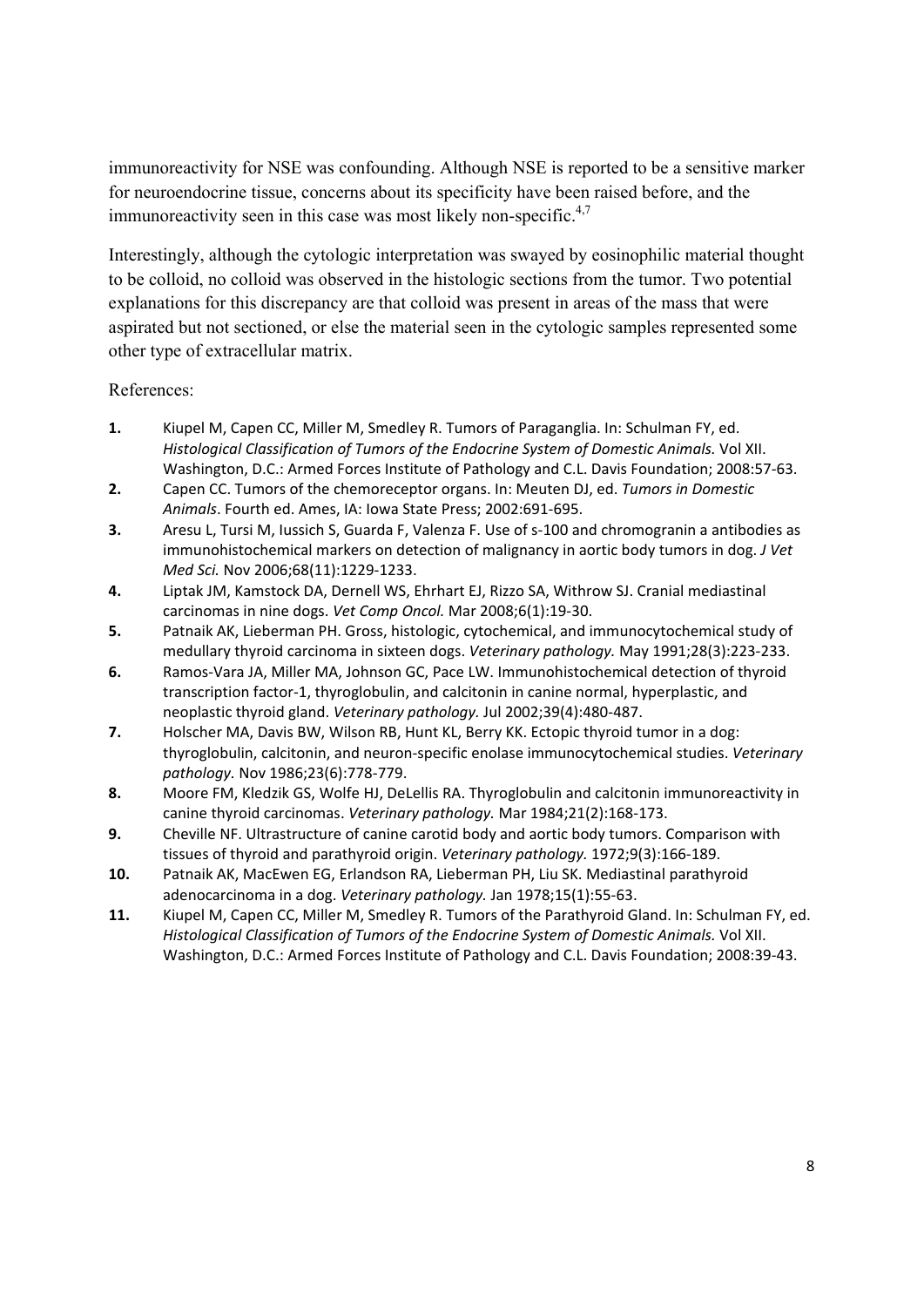immunoreactivity for NSE was confounding. Although NSE is reported to be a sensitive marker for neuroendocrine tissue, concerns about its specificity have been raised before, and the immunoreactivity seen in this case was most likely non-specific.[4,7]

Interestingly, although the cytologic interpretation was swayed by eosinophilic material thought to be colloid, no colloid was observed in the histologic sections from the tumor. Two potential explanations for this discrepancy are that colloid was present in areas of the mass that were aspirated but not sectioned, or else the material seen in the cytologic samples represented some other type of extracellular matrix.

References:

1. Kiupel M, Capen CC, Miller M, Smedley R. Tumors of Paraganglia. In: Schulman FY, ed. *Histological Classification of Tumors of the Endocrine System of Domestic Animals.* Vol XII. Washington, D.C.: Armed Forces Institute of Pathology and C.L. Davis Foundation; 2008:57-63.
2. Capen CC. Tumors of the chemoreceptor organs. In: Meuten DJ, ed. *Tumors in Domestic Animals*. Fourth ed. Ames, IA: Iowa State Press; 2002:691-695.
3. Aresu L, Tursi M, Iussich S, Guarda F, Valenza F. Use of s-100 and chromogranin a antibodies as immunohistochemical markers on detection of malignancy in aortic body tumors in dog. *J Vet Med Sci.* Nov 2006;68(11):1229-1233.
4. Liptak JM, Kamstock DA, Dernell WS, Ehrhart EJ, Rizzo SA, Withrow SJ. Cranial mediastinal carcinomas in nine dogs. *Vet Comp Oncol.* Mar 2008;6(1):19-30.
5. Patnaik AK, Lieberman PH. Gross, histologic, cytochemical, and immunocytochemical study of medullary thyroid carcinoma in sixteen dogs. *Veterinary pathology.* May 1991;28(3):223-233.
6. Ramos-Vara JA, Miller MA, Johnson GC, Pace LW. Immunohistochemical detection of thyroid transcription factor-1, thyroglobulin, and calcitonin in canine normal, hyperplastic, and neoplastic thyroid gland. *Veterinary pathology.* Jul 2002;39(4):480-487.
7. Holscher MA, Davis BW, Wilson RB, Hunt KL, Berry KK. Ectopic thyroid tumor in a dog: thyroglobulin, calcitonin, and neuron-specific enolase immunocytochemical studies. *Veterinary pathology.* Nov 1986;23(6):778-779.
8. Moore FM, Kledzik GS, Wolfe HJ, DeLellis RA. Thyroglobulin and calcitonin immunoreactivity in canine thyroid carcinomas. *Veterinary pathology.* Mar 1984;21(2):168-173.
9. Cheville NF. Ultrastructure of canine carotid body and aortic body tumors. Comparison with tissues of thyroid and parathyroid origin. *Veterinary pathology.* 1972;9(3):166-189.
10. Patnaik AK, MacEwen EG, Erlandson RA, Lieberman PH, Liu SK. Mediastinal parathyroid adenocarcinoma in a dog. *Veterinary pathology.* Jan 1978;15(1):55-63.
11. Kiupel M, Capen CC, Miller M, Smedley R. Tumors of the Parathyroid Gland. In: Schulman FY, ed. *Histological Classification of Tumors of the Endocrine System of Domestic Animals.* Vol XII. Washington, D.C.: Armed Forces Institute of Pathology and C.L. Davis Foundation; 2008:39-43.